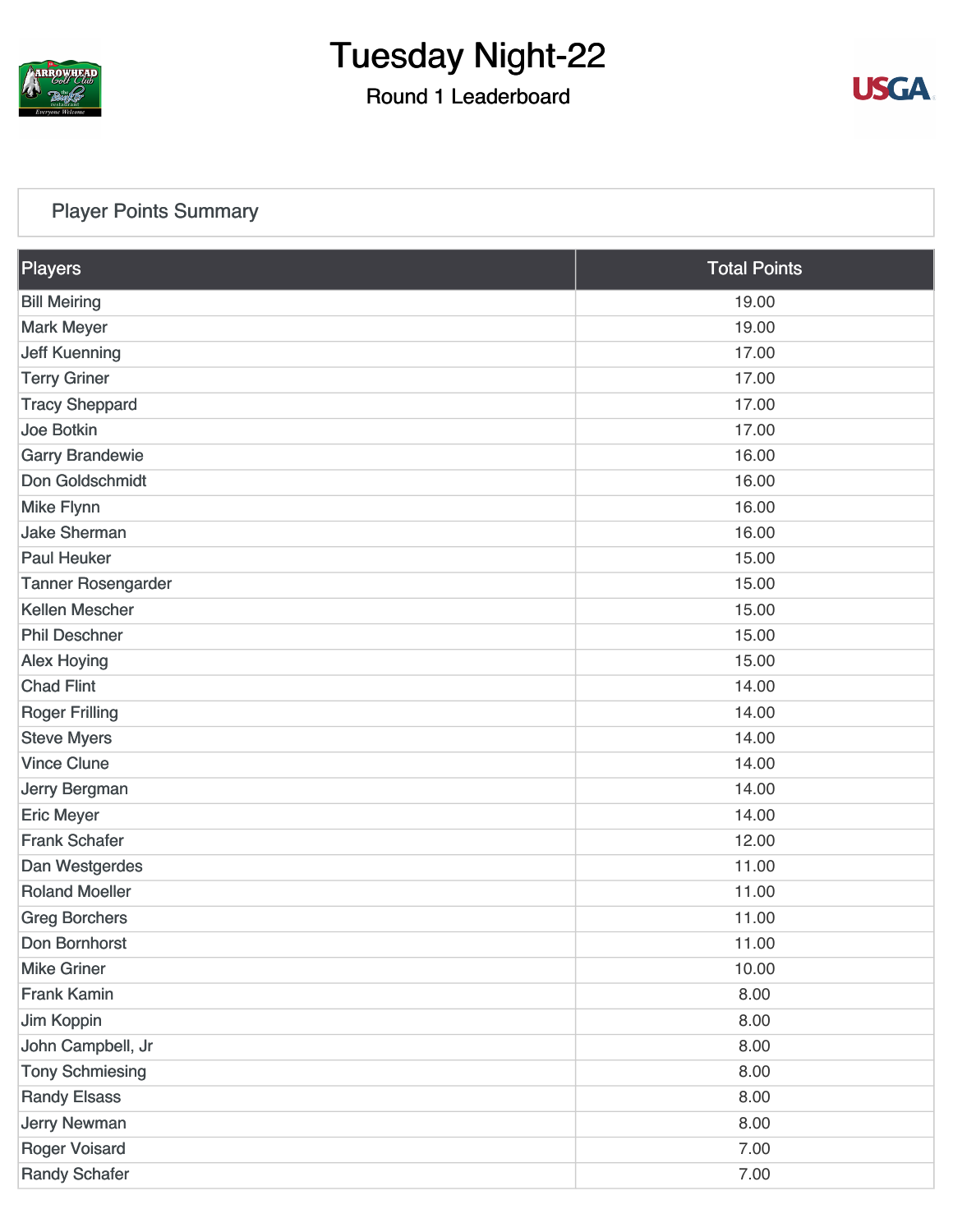# Tuesday Night-22

## Round 1 Leaderboard

### Player Points Summary

| Players | Total Points |
|---|---|
| Bill Meiring | 19.00 |
| Mark Meyer | 19.00 |
| Jeff Kuenning | 17.00 |
| Terry Griner | 17.00 |
| Tracy Sheppard | 17.00 |
| Joe Botkin | 17.00 |
| Garry Brandewie | 16.00 |
| Don Goldschmidt | 16.00 |
| Mike Flynn | 16.00 |
| Jake Sherman | 16.00 |
| Paul Heuker | 15.00 |
| Tanner Rosengarder | 15.00 |
| Kellen Mescher | 15.00 |
| Phil Deschner | 15.00 |
| Alex Hoying | 15.00 |
| Chad Flint | 14.00 |
| Roger Frilling | 14.00 |
| Steve Myers | 14.00 |
| Vince Clune | 14.00 |
| Jerry Bergman | 14.00 |
| Eric Meyer | 14.00 |
| Frank Schafer | 12.00 |
| Dan Westgerdes | 11.00 |
| Roland Moeller | 11.00 |
| Greg Borchers | 11.00 |
| Don Bornhorst | 11.00 |
| Mike Griner | 10.00 |
| Frank Kamin | 8.00 |
| Jim Koppin | 8.00 |
| John Campbell, Jr | 8.00 |
| Tony Schmiesing | 8.00 |
| Randy Elsass | 8.00 |
| Jerry Newman | 8.00 |
| Roger Voisard | 7.00 |
| Randy Schafer | 7.00 |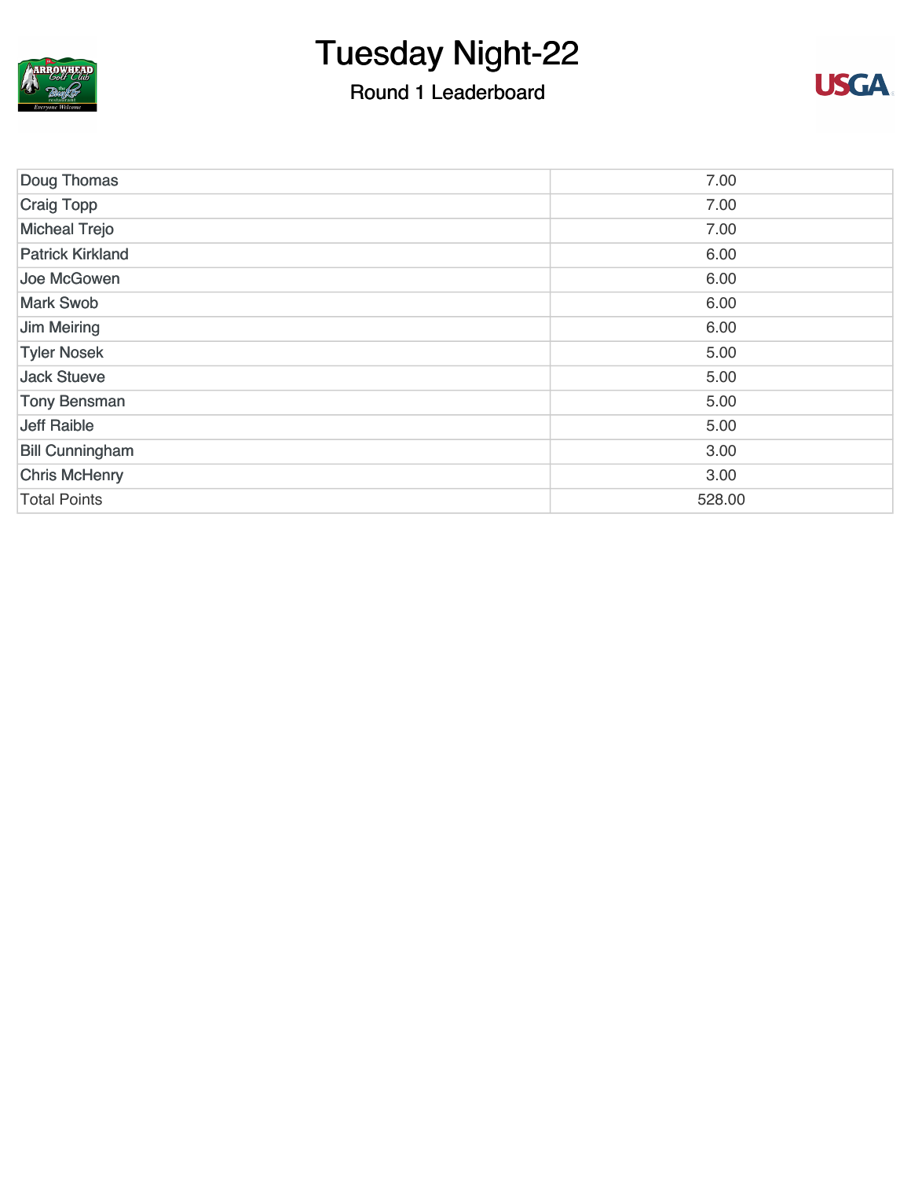# Tuesday Night-22

## Round 1 Leaderboard

| | |
|---|---|
| Doug Thomas | 7.00 |
| Craig Topp | 7.00 |
| Micheal Trejo | 7.00 |
| Patrick Kirkland | 6.00 |
| Joe McGowen | 6.00 |
| Mark Swob | 6.00 |
| Jim Meiring | 6.00 |
| Tyler Nosek | 5.00 |
| Jack Stueve | 5.00 |
| Tony Bensman | 5.00 |
| Jeff Raible | 5.00 |
| Bill Cunningham | 3.00 |
| Chris McHenry | 3.00 |
| Total Points | 528.00 |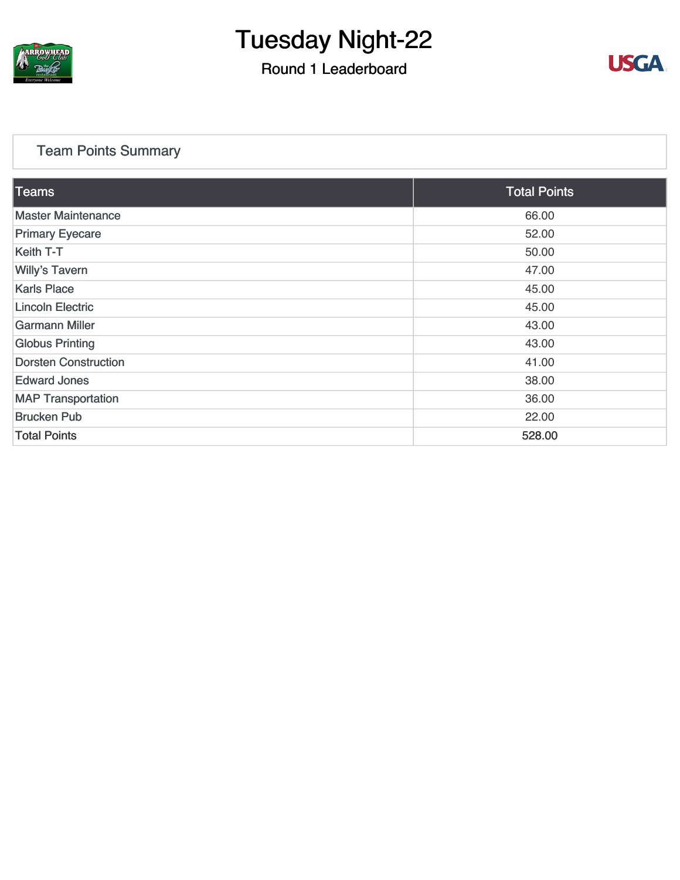# Tuesday Night-22

## Round 1 Leaderboard

### Team Points Summary

| Teams | Total Points |
|---|---|
| Master Maintenance | 66.00 |
| Primary Eyecare | 52.00 |
| Keith T-T | 50.00 |
| Willy's Tavern | 47.00 |
| Karls Place | 45.00 |
| Lincoln Electric | 45.00 |
| Garmann Miller | 43.00 |
| Globus Printing | 43.00 |
| Dorsten Construction | 41.00 |
| Edward Jones | 38.00 |
| MAP Transportation | 36.00 |
| Brucken Pub | 22.00 |
| Total Points | 528.00 |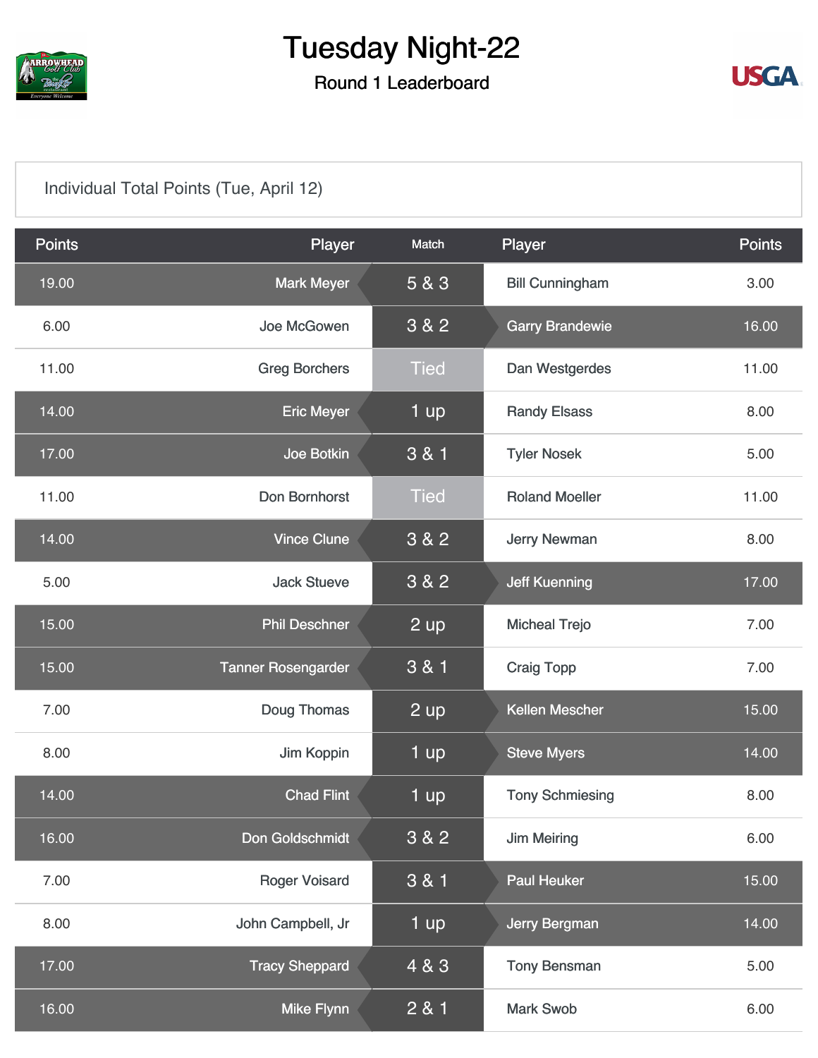# Tuesday Night-22

## Round 1 Leaderboard

Individual Total Points (Tue, April 12)

| Points | Player | Match | Player | Points |
|---|---|---|---|---|
| 19.00 | Mark Meyer | 5 & 3 | Bill Cunningham | 3.00 |
| 6.00 | Joe McGowen | 3 & 2 | Garry Brandewie | 16.00 |
| 11.00 | Greg Borchers | Tied | Dan Westgerdes | 11.00 |
| 14.00 | Eric Meyer | 1 up | Randy Elsass | 8.00 |
| 17.00 | Joe Botkin | 3 & 1 | Tyler Nosek | 5.00 |
| 11.00 | Don Bornhorst | Tied | Roland Moeller | 11.00 |
| 14.00 | Vince Clune | 3 & 2 | Jerry Newman | 8.00 |
| 5.00 | Jack Stueve | 3 & 2 | Jeff Kuenning | 17.00 |
| 15.00 | Phil Deschner | 2 up | Micheal Trejo | 7.00 |
| 15.00 | Tanner Rosengarder | 3 & 1 | Craig Topp | 7.00 |
| 7.00 | Doug Thomas | 2 up | Kellen Mescher | 15.00 |
| 8.00 | Jim Koppin | 1 up | Steve Myers | 14.00 |
| 14.00 | Chad Flint | 1 up | Tony Schmiesing | 8.00 |
| 16.00 | Don Goldschmidt | 3 & 2 | Jim Meiring | 6.00 |
| 7.00 | Roger Voisard | 3 & 1 | Paul Heuker | 15.00 |
| 8.00 | John Campbell, Jr | 1 up | Jerry Bergman | 14.00 |
| 17.00 | Tracy Sheppard | 4 & 3 | Tony Bensman | 5.00 |
| 16.00 | Mike Flynn | 2 & 1 | Mark Swob | 6.00 |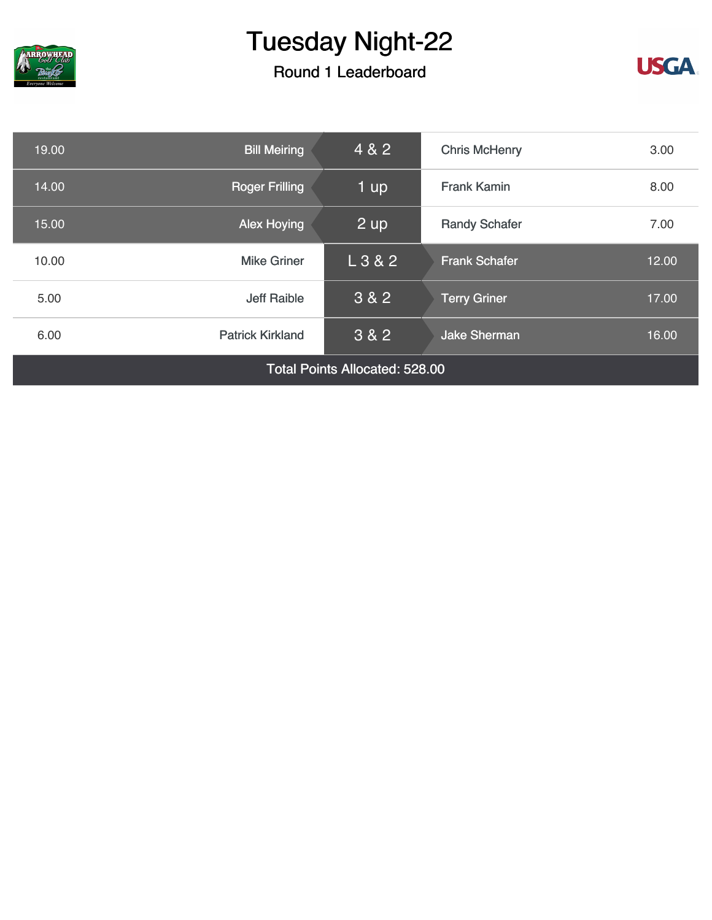# Tuesday Night-22

## Round 1 Leaderboard

| Points | Player | Result | Player | Points |
|---|---|---|---|---|
| 19.00 | Bill Meiring | 4 & 2 | Chris McHenry | 3.00 |
| 14.00 | Roger Frilling | 1 up | Frank Kamin | 8.00 |
| 15.00 | Alex Hoying | 2 up | Randy Schafer | 7.00 |
| 10.00 | Mike Griner | L 3 & 2 | Frank Schafer | 12.00 |
| 5.00 | Jeff Raible | 3 & 2 | Terry Griner | 17.00 |
| 6.00 | Patrick Kirkland | 3 & 2 | Jake Sherman | 16.00 |

Total Points Allocated: 528.00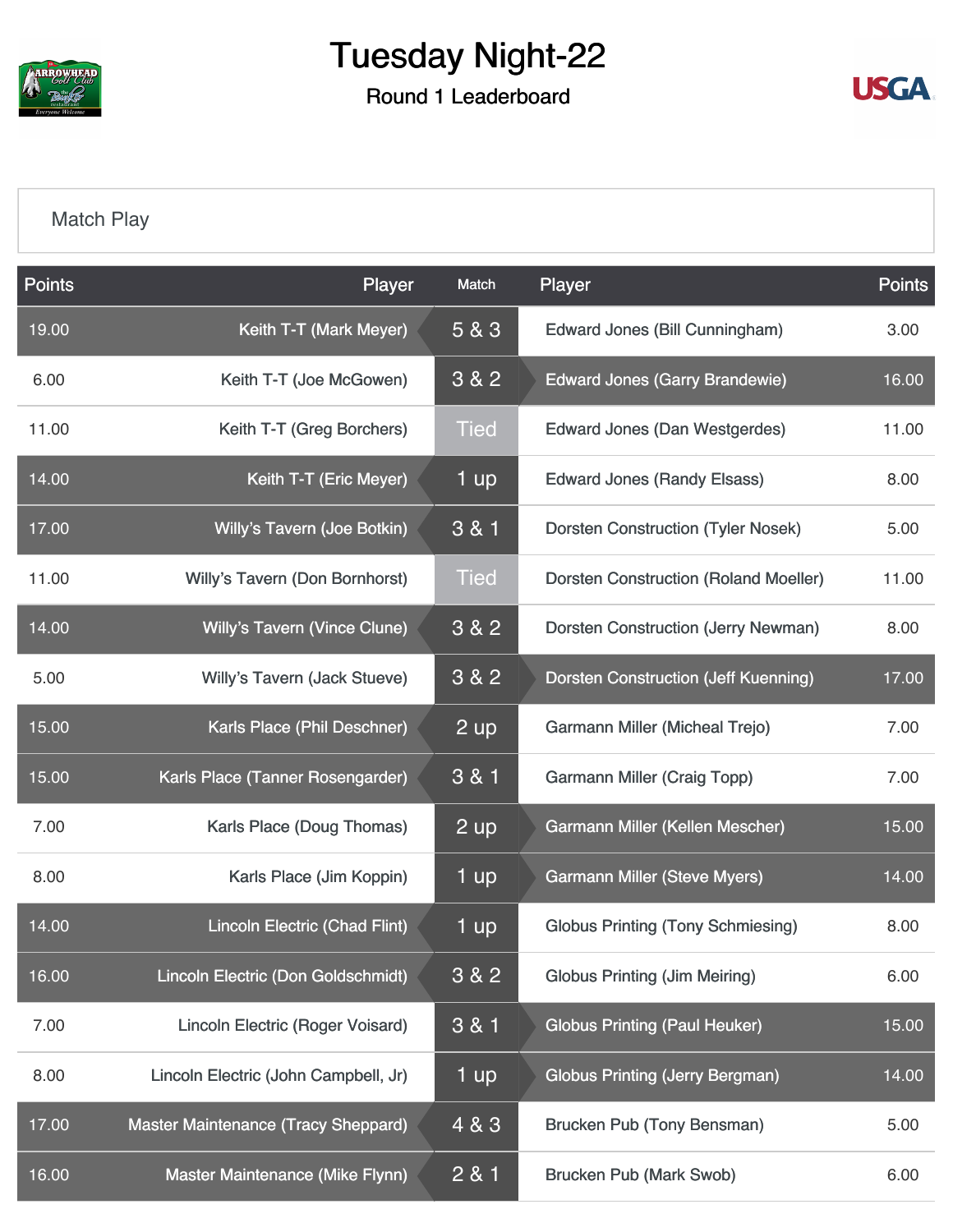# Tuesday Night-22

## Round 1 Leaderboard

### Match Play

| Points | Player | Match | Player | Points |
|---|---|---|---|---|
| 19.00 | Keith T-T (Mark Meyer) | 5 & 3 | Edward Jones (Bill Cunningham) | 3.00 |
| 6.00 | Keith T-T (Joe McGowen) | 3 & 2 | Edward Jones (Garry Brandewie) | 16.00 |
| 11.00 | Keith T-T (Greg Borchers) | Tied | Edward Jones (Dan Westgerdes) | 11.00 |
| 14.00 | Keith T-T (Eric Meyer) | 1 up | Edward Jones (Randy Elsass) | 8.00 |
| 17.00 | Willy's Tavern (Joe Botkin) | 3 & 1 | Dorsten Construction (Tyler Nosek) | 5.00 |
| 11.00 | Willy's Tavern (Don Bornhorst) | Tied | Dorsten Construction (Roland Moeller) | 11.00 |
| 14.00 | Willy's Tavern (Vince Clune) | 3 & 2 | Dorsten Construction (Jerry Newman) | 8.00 |
| 5.00 | Willy's Tavern (Jack Stueve) | 3 & 2 | Dorsten Construction (Jeff Kuenning) | 17.00 |
| 15.00 | Karls Place (Phil Deschner) | 2 up | Garmann Miller (Micheal Trejo) | 7.00 |
| 15.00 | Karls Place (Tanner Rosengarder) | 3 & 1 | Garmann Miller (Craig Topp) | 7.00 |
| 7.00 | Karls Place (Doug Thomas) | 2 up | Garmann Miller (Kellen Mescher) | 15.00 |
| 8.00 | Karls Place (Jim Koppin) | 1 up | Garmann Miller (Steve Myers) | 14.00 |
| 14.00 | Lincoln Electric (Chad Flint) | 1 up | Globus Printing (Tony Schmiesing) | 8.00 |
| 16.00 | Lincoln Electric (Don Goldschmidt) | 3 & 2 | Globus Printing (Jim Meiring) | 6.00 |
| 7.00 | Lincoln Electric (Roger Voisard) | 3 & 1 | Globus Printing (Paul Heuker) | 15.00 |
| 8.00 | Lincoln Electric (John Campbell, Jr) | 1 up | Globus Printing (Jerry Bergman) | 14.00 |
| 17.00 | Master Maintenance (Tracy Sheppard) | 4 & 3 | Brucken Pub (Tony Bensman) | 5.00 |
| 16.00 | Master Maintenance (Mike Flynn) | 2 & 1 | Brucken Pub (Mark Swob) | 6.00 |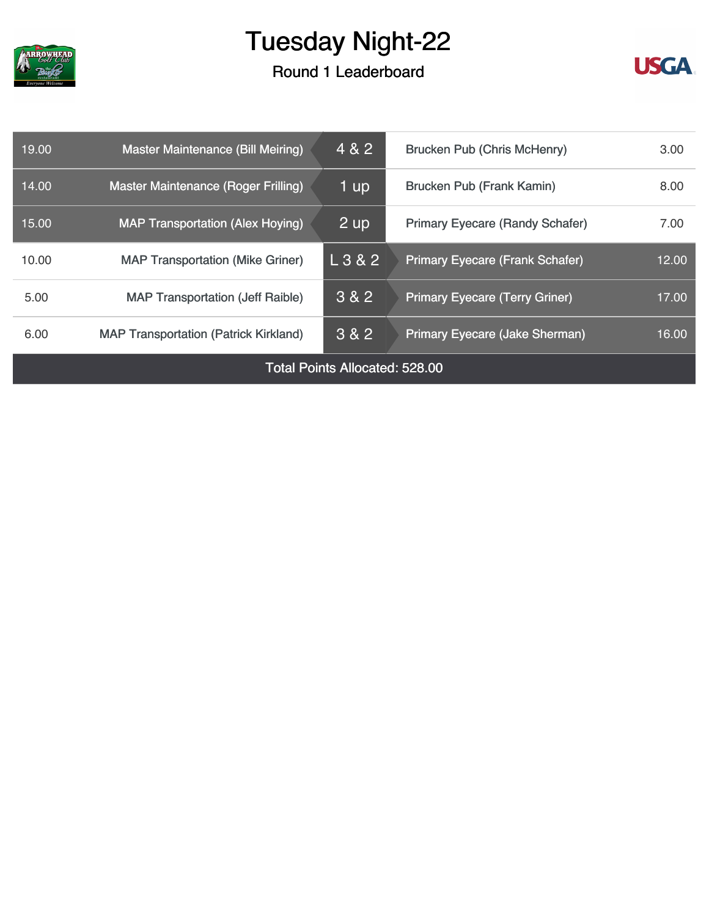# Tuesday Night-22

## Round 1 Leaderboard

| | | | | |
|---|---|---|---|---|
| 19.00 | Master Maintenance (Bill Meiring) | 4 & 2 | Brucken Pub (Chris McHenry) | 3.00 |
| 14.00 | Master Maintenance (Roger Frilling) | 1 up | Brucken Pub (Frank Kamin) | 8.00 |
| 15.00 | MAP Transportation (Alex Hoying) | 2 up | Primary Eyecare (Randy Schafer) | 7.00 |
| 10.00 | MAP Transportation (Mike Griner) | L 3 & 2 | Primary Eyecare (Frank Schafer) | 12.00 |
| 5.00 | MAP Transportation (Jeff Raible) | 3 & 2 | Primary Eyecare (Terry Griner) | 17.00 |
| 6.00 | MAP Transportation (Patrick Kirkland) | 3 & 2 | Primary Eyecare (Jake Sherman) | 16.00 |

Total Points Allocated: 528.00